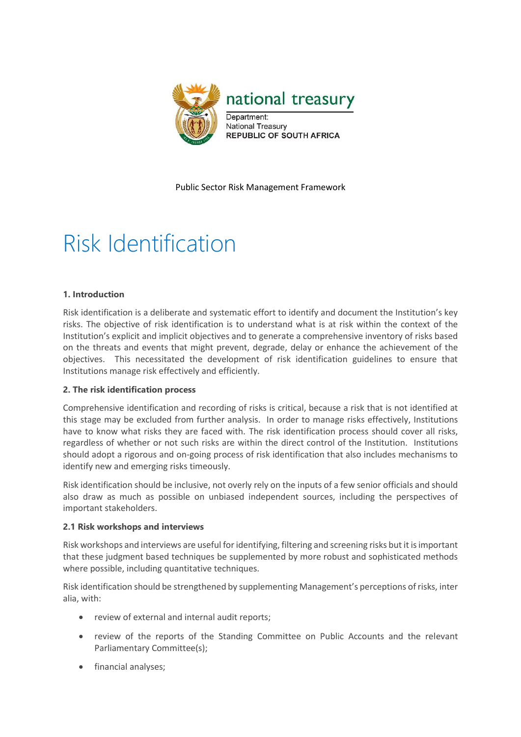national treasury

Department:
National Treasury
REPUBLIC OF SOUTH AFRICA

Public Sector Risk Management Framework

# Risk Identification

### 1. Introduction

Risk identification is a deliberate and systematic effort to identify and document the Institution's key risks. The objective of risk identification is to understand what is at risk within the context of the Institution's explicit and implicit objectives and to generate a comprehensive inventory of risks based on the threats and events that might prevent, degrade, delay or enhance the achievement of the objectives. This necessitated the development of risk identification guidelines to ensure that Institutions manage risk effectively and efficiently.

### 2. The risk identification process

Comprehensive identification and recording of risks is critical, because a risk that is not identified at this stage may be excluded from further analysis. In order to manage risks effectively, Institutions have to know what risks they are faced with. The risk identification process should cover all risks, regardless of whether or not such risks are within the direct control of the Institution. Institutions should adopt a rigorous and on-going process of risk identification that also includes mechanisms to identify new and emerging risks timeously.

Risk identification should be inclusive, not overly rely on the inputs of a few senior officials and should also draw as much as possible on unbiased independent sources, including the perspectives of important stakeholders.

#### 2.1 Risk workshops and interviews

Risk workshops and interviews are useful for identifying, filtering and screening risks but it is important that these judgment based techniques be supplemented by more robust and sophisticated methods where possible, including quantitative techniques.

Risk identification should be strengthened by supplementing Management's perceptions of risks, inter alia, with:

- review of external and internal audit reports;
- review of the reports of the Standing Committee on Public Accounts and the relevant Parliamentary Committee(s);
- financial analyses;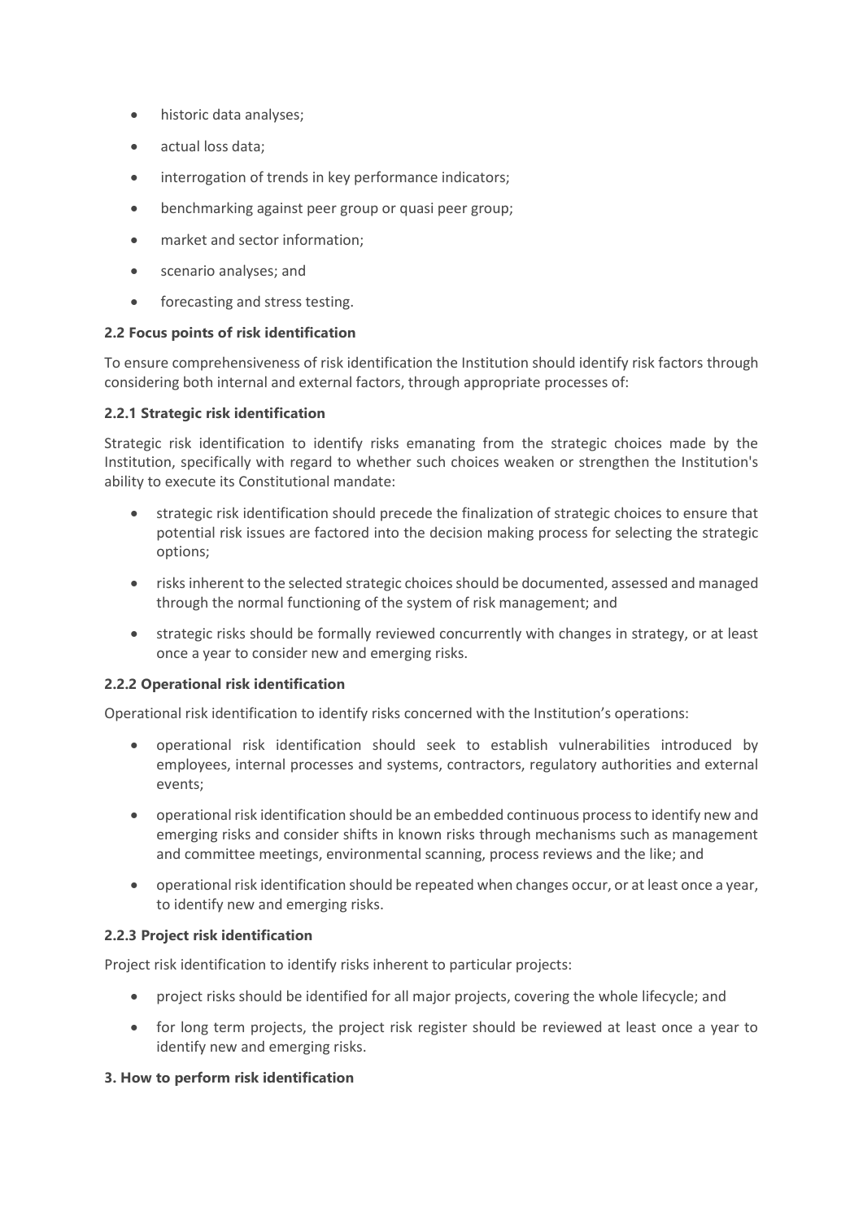- historic data analyses;
- actual loss data;
- interrogation of trends in key performance indicators;
- benchmarking against peer group or quasi peer group;
- market and sector information;
- scenario analyses; and
- forecasting and stress testing.

**2.2 Focus points of risk identification**

To ensure comprehensiveness of risk identification the Institution should identify risk factors through considering both internal and external factors, through appropriate processes of:

**2.2.1 Strategic risk identification**

Strategic risk identification to identify risks emanating from the strategic choices made by the Institution, specifically with regard to whether such choices weaken or strengthen the Institution's ability to execute its Constitutional mandate:

- strategic risk identification should precede the finalization of strategic choices to ensure that potential risk issues are factored into the decision making process for selecting the strategic options;
- risks inherent to the selected strategic choices should be documented, assessed and managed through the normal functioning of the system of risk management; and
- strategic risks should be formally reviewed concurrently with changes in strategy, or at least once a year to consider new and emerging risks.

**2.2.2 Operational risk identification**

Operational risk identification to identify risks concerned with the Institution's operations:

- operational risk identification should seek to establish vulnerabilities introduced by employees, internal processes and systems, contractors, regulatory authorities and external events;
- operational risk identification should be an embedded continuous process to identify new and emerging risks and consider shifts in known risks through mechanisms such as management and committee meetings, environmental scanning, process reviews and the like; and
- operational risk identification should be repeated when changes occur, or at least once a year, to identify new and emerging risks.

**2.2.3 Project risk identification**

Project risk identification to identify risks inherent to particular projects:

- project risks should be identified for all major projects, covering the whole lifecycle; and
- for long term projects, the project risk register should be reviewed at least once a year to identify new and emerging risks.

**3. How to perform risk identification**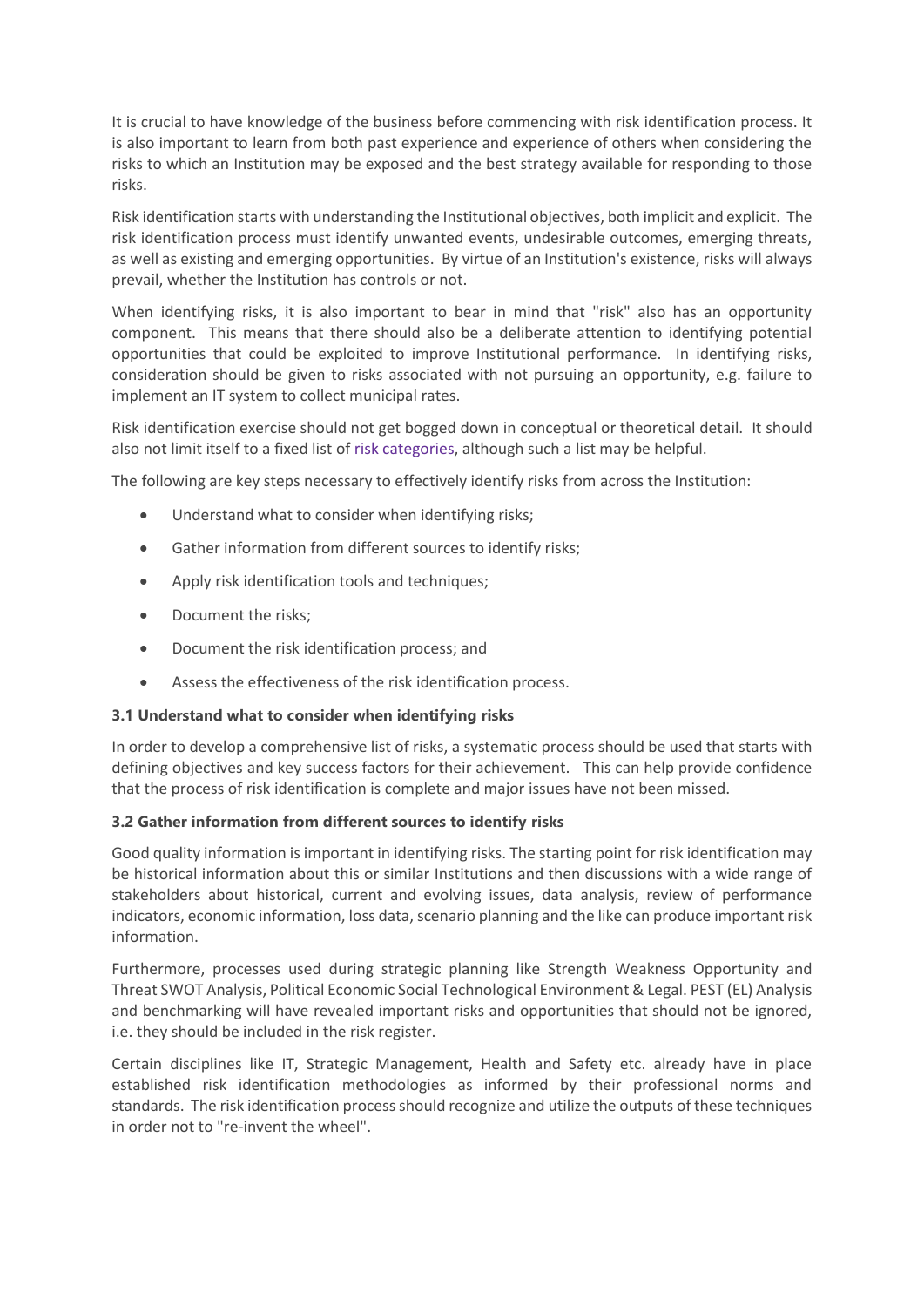It is crucial to have knowledge of the business before commencing with risk identification process. It is also important to learn from both past experience and experience of others when considering the risks to which an Institution may be exposed and the best strategy available for responding to those risks.

Risk identification starts with understanding the Institutional objectives, both implicit and explicit. The risk identification process must identify unwanted events, undesirable outcomes, emerging threats, as well as existing and emerging opportunities. By virtue of an Institution's existence, risks will always prevail, whether the Institution has controls or not.

When identifying risks, it is also important to bear in mind that "risk" also has an opportunity component. This means that there should also be a deliberate attention to identifying potential opportunities that could be exploited to improve Institutional performance. In identifying risks, consideration should be given to risks associated with not pursuing an opportunity, e.g. failure to implement an IT system to collect municipal rates.

Risk identification exercise should not get bogged down in conceptual or theoretical detail. It should also not limit itself to a fixed list of risk categories, although such a list may be helpful.

The following are key steps necessary to effectively identify risks from across the Institution:

- Understand what to consider when identifying risks;
- Gather information from different sources to identify risks;
- Apply risk identification tools and techniques;
- Document the risks;
- Document the risk identification process; and
- Assess the effectiveness of the risk identification process.

**3.1 Understand what to consider when identifying risks**

In order to develop a comprehensive list of risks, a systematic process should be used that starts with defining objectives and key success factors for their achievement. This can help provide confidence that the process of risk identification is complete and major issues have not been missed.

**3.2 Gather information from different sources to identify risks**

Good quality information is important in identifying risks. The starting point for risk identification may be historical information about this or similar Institutions and then discussions with a wide range of stakeholders about historical, current and evolving issues, data analysis, review of performance indicators, economic information, loss data, scenario planning and the like can produce important risk information.

Furthermore, processes used during strategic planning like Strength Weakness Opportunity and Threat SWOT Analysis, Political Economic Social Technological Environment & Legal. PEST (EL) Analysis and benchmarking will have revealed important risks and opportunities that should not be ignored, i.e. they should be included in the risk register.

Certain disciplines like IT, Strategic Management, Health and Safety etc. already have in place established risk identification methodologies as informed by their professional norms and standards. The risk identification process should recognize and utilize the outputs of these techniques in order not to "re-invent the wheel".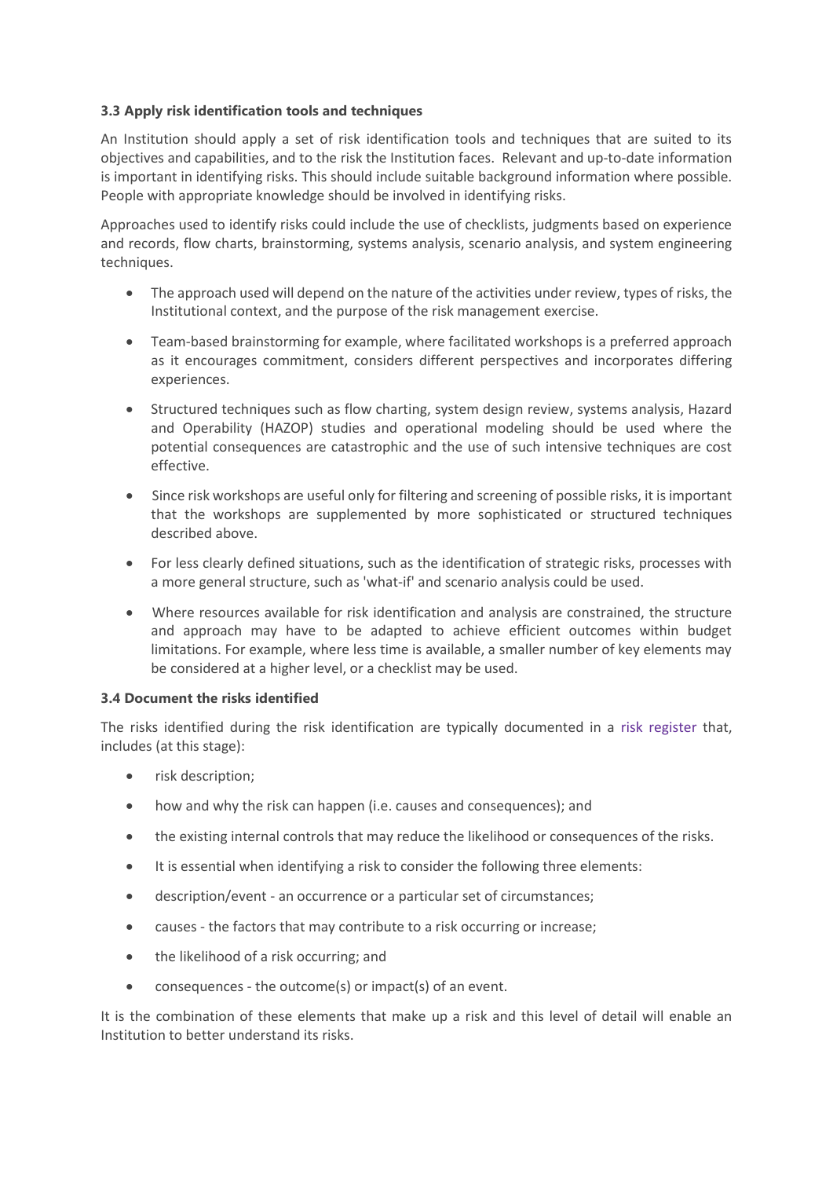**3.3 Apply risk identification tools and techniques**

An Institution should apply a set of risk identification tools and techniques that are suited to its objectives and capabilities, and to the risk the Institution faces. Relevant and up-to-date information is important in identifying risks. This should include suitable background information where possible. People with appropriate knowledge should be involved in identifying risks.

Approaches used to identify risks could include the use of checklists, judgments based on experience and records, flow charts, brainstorming, systems analysis, scenario analysis, and system engineering techniques.

- The approach used will depend on the nature of the activities under review, types of risks, the Institutional context, and the purpose of the risk management exercise.
- Team-based brainstorming for example, where facilitated workshops is a preferred approach as it encourages commitment, considers different perspectives and incorporates differing experiences.
- Structured techniques such as flow charting, system design review, systems analysis, Hazard and Operability (HAZOP) studies and operational modeling should be used where the potential consequences are catastrophic and the use of such intensive techniques are cost effective.
- Since risk workshops are useful only for filtering and screening of possible risks, it is important that the workshops are supplemented by more sophisticated or structured techniques described above.
- For less clearly defined situations, such as the identification of strategic risks, processes with a more general structure, such as 'what-if' and scenario analysis could be used.
- Where resources available for risk identification and analysis are constrained, the structure and approach may have to be adapted to achieve efficient outcomes within budget limitations. For example, where less time is available, a smaller number of key elements may be considered at a higher level, or a checklist may be used.

**3.4 Document the risks identified**

The risks identified during the risk identification are typically documented in a risk register that, includes (at this stage):

- risk description;
- how and why the risk can happen (i.e. causes and consequences); and
- the existing internal controls that may reduce the likelihood or consequences of the risks.
- It is essential when identifying a risk to consider the following three elements:
- description/event - an occurrence or a particular set of circumstances;
- causes - the factors that may contribute to a risk occurring or increase;
- the likelihood of a risk occurring; and
- consequences - the outcome(s) or impact(s) of an event.

It is the combination of these elements that make up a risk and this level of detail will enable an Institution to better understand its risks.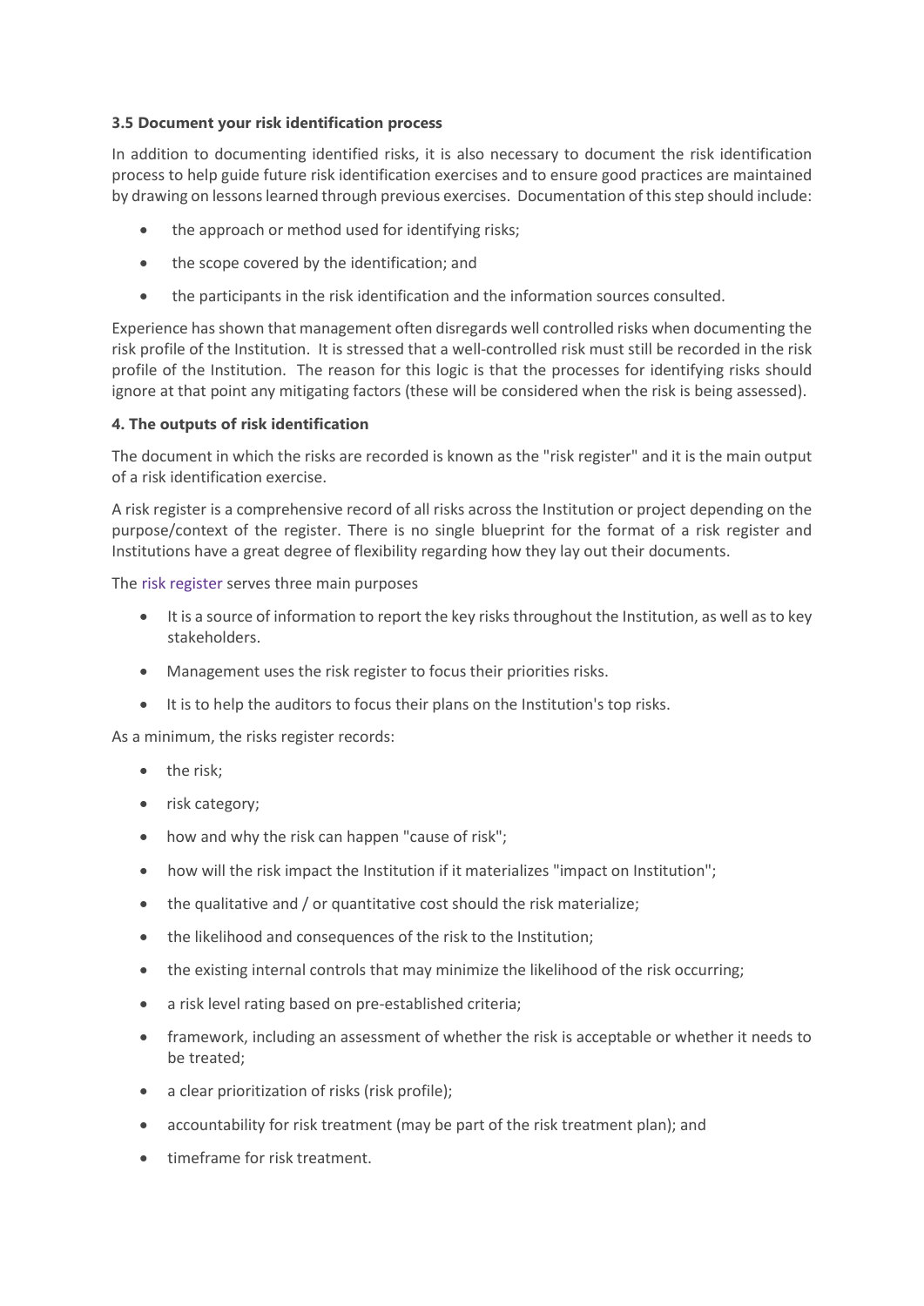**3.5 Document your risk identification process**

In addition to documenting identified risks, it is also necessary to document the risk identification process to help guide future risk identification exercises and to ensure good practices are maintained by drawing on lessons learned through previous exercises. Documentation of this step should include:

- the approach or method used for identifying risks;
- the scope covered by the identification; and
- the participants in the risk identification and the information sources consulted.

Experience has shown that management often disregards well controlled risks when documenting the risk profile of the Institution. It is stressed that a well-controlled risk must still be recorded in the risk profile of the Institution. The reason for this logic is that the processes for identifying risks should ignore at that point any mitigating factors (these will be considered when the risk is being assessed).

**4. The outputs of risk identification**

The document in which the risks are recorded is known as the "risk register" and it is the main output of a risk identification exercise.

A risk register is a comprehensive record of all risks across the Institution or project depending on the purpose/context of the register. There is no single blueprint for the format of a risk register and Institutions have a great degree of flexibility regarding how they lay out their documents.

The risk register serves three main purposes

- It is a source of information to report the key risks throughout the Institution, as well as to key stakeholders.
- Management uses the risk register to focus their priorities risks.
- It is to help the auditors to focus their plans on the Institution's top risks.

As a minimum, the risks register records:

- the risk;
- risk category;
- how and why the risk can happen "cause of risk";
- how will the risk impact the Institution if it materializes "impact on Institution";
- the qualitative and / or quantitative cost should the risk materialize;
- the likelihood and consequences of the risk to the Institution;
- the existing internal controls that may minimize the likelihood of the risk occurring;
- a risk level rating based on pre-established criteria;
- framework, including an assessment of whether the risk is acceptable or whether it needs to be treated;
- a clear prioritization of risks (risk profile);
- accountability for risk treatment (may be part of the risk treatment plan); and
- timeframe for risk treatment.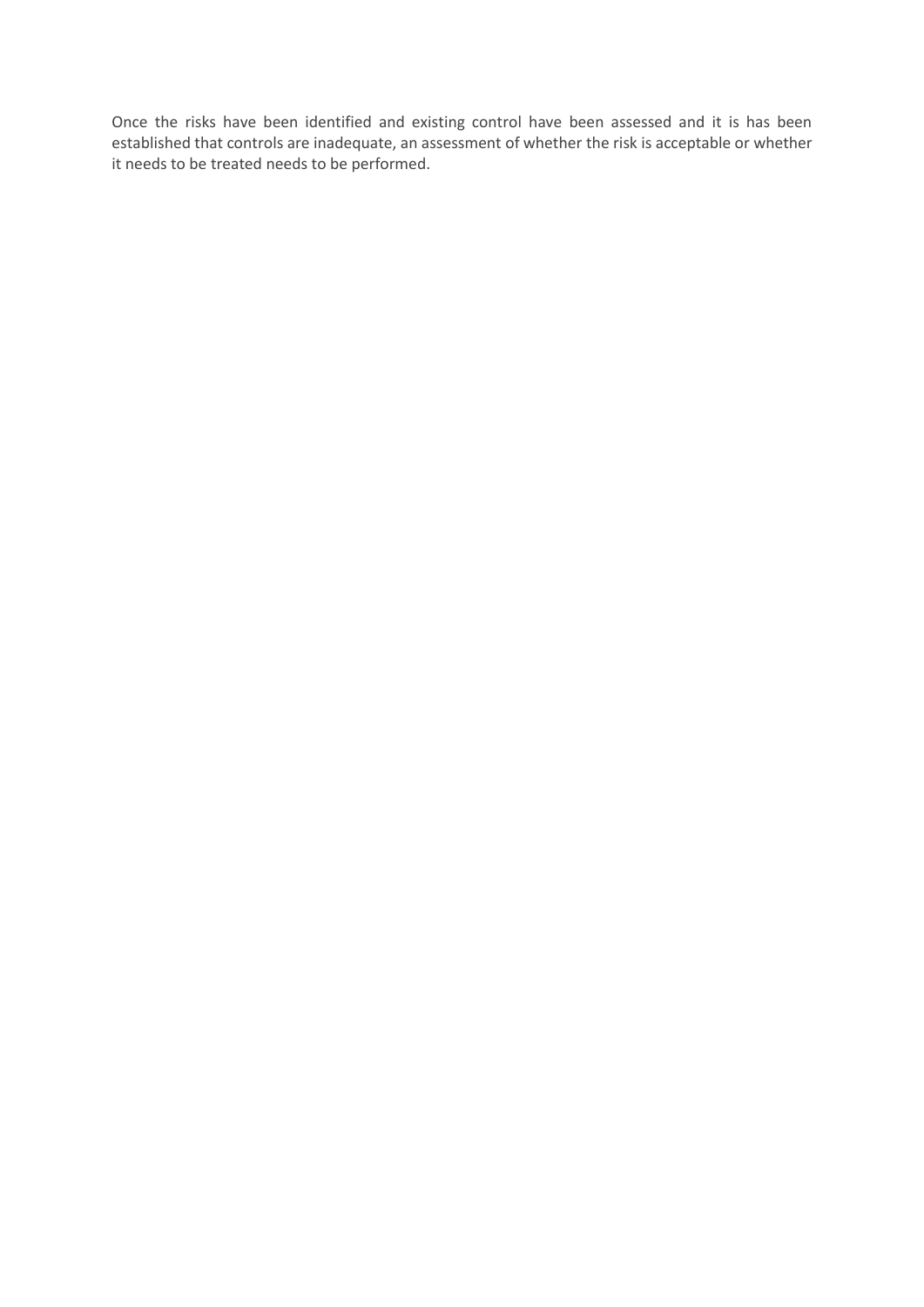Once the risks have been identified and existing control have been assessed and it is has been established that controls are inadequate, an assessment of whether the risk is acceptable or whether it needs to be treated needs to be performed.